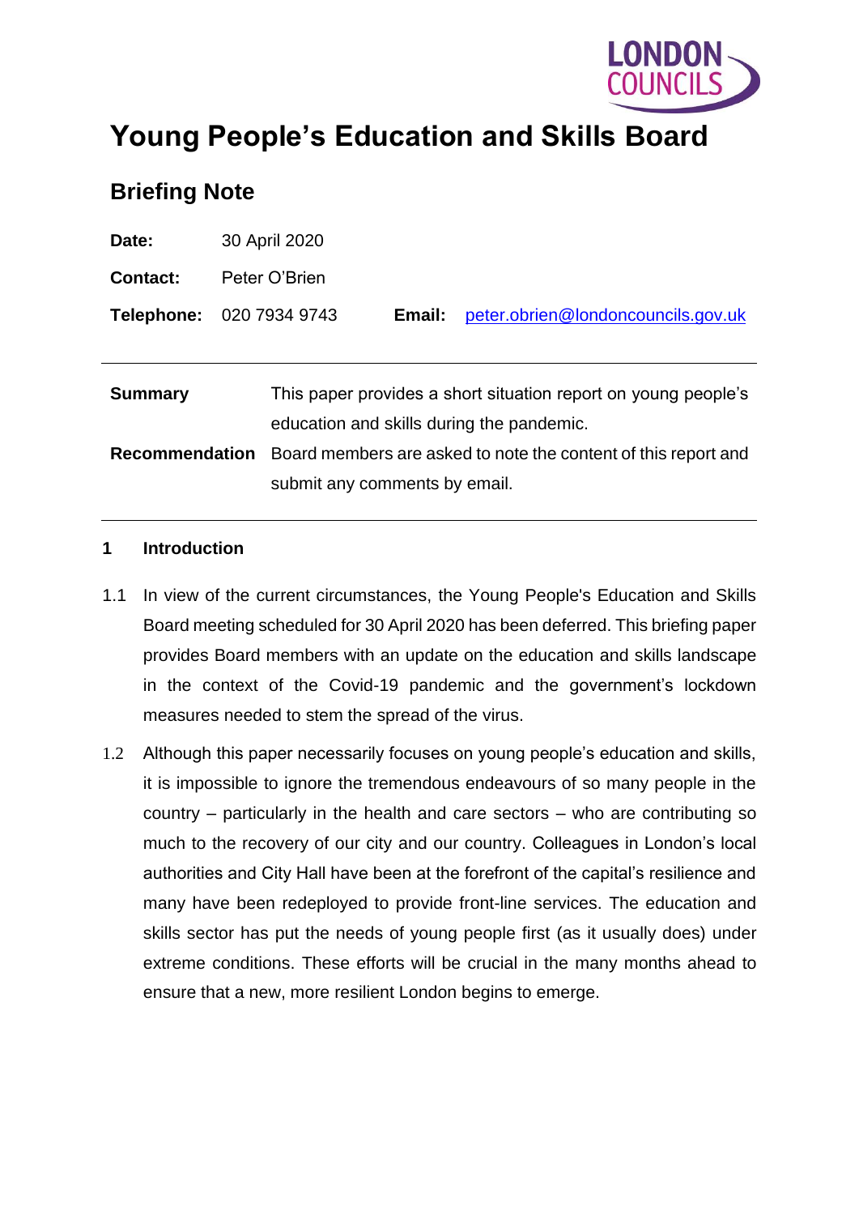LONDON COUNCILS

# Young People's Education and Skills Board

## Briefing Note

**Date:** 30 April 2020

**Contact:** Peter O'Brien

**Telephone:** 020 7934 9743 **Email:** peter.obrien@londoncouncils.gov.uk

| | |
|---|---|
| **Summary** | This paper provides a short situation report on young people's education and skills during the pandemic. |
| **Recommendation** | Board members are asked to note the content of this report and submit any comments by email. |

### 1 Introduction

1.1 In view of the current circumstances, the Young People's Education and Skills Board meeting scheduled for 30 April 2020 has been deferred. This briefing paper provides Board members with an update on the education and skills landscape in the context of the Covid-19 pandemic and the government's lockdown measures needed to stem the spread of the virus.

1.2 Although this paper necessarily focuses on young people's education and skills, it is impossible to ignore the tremendous endeavours of so many people in the country – particularly in the health and care sectors – who are contributing so much to the recovery of our city and our country. Colleagues in London's local authorities and City Hall have been at the forefront of the capital's resilience and many have been redeployed to provide front-line services. The education and skills sector has put the needs of young people first (as it usually does) under extreme conditions. These efforts will be crucial in the many months ahead to ensure that a new, more resilient London begins to emerge.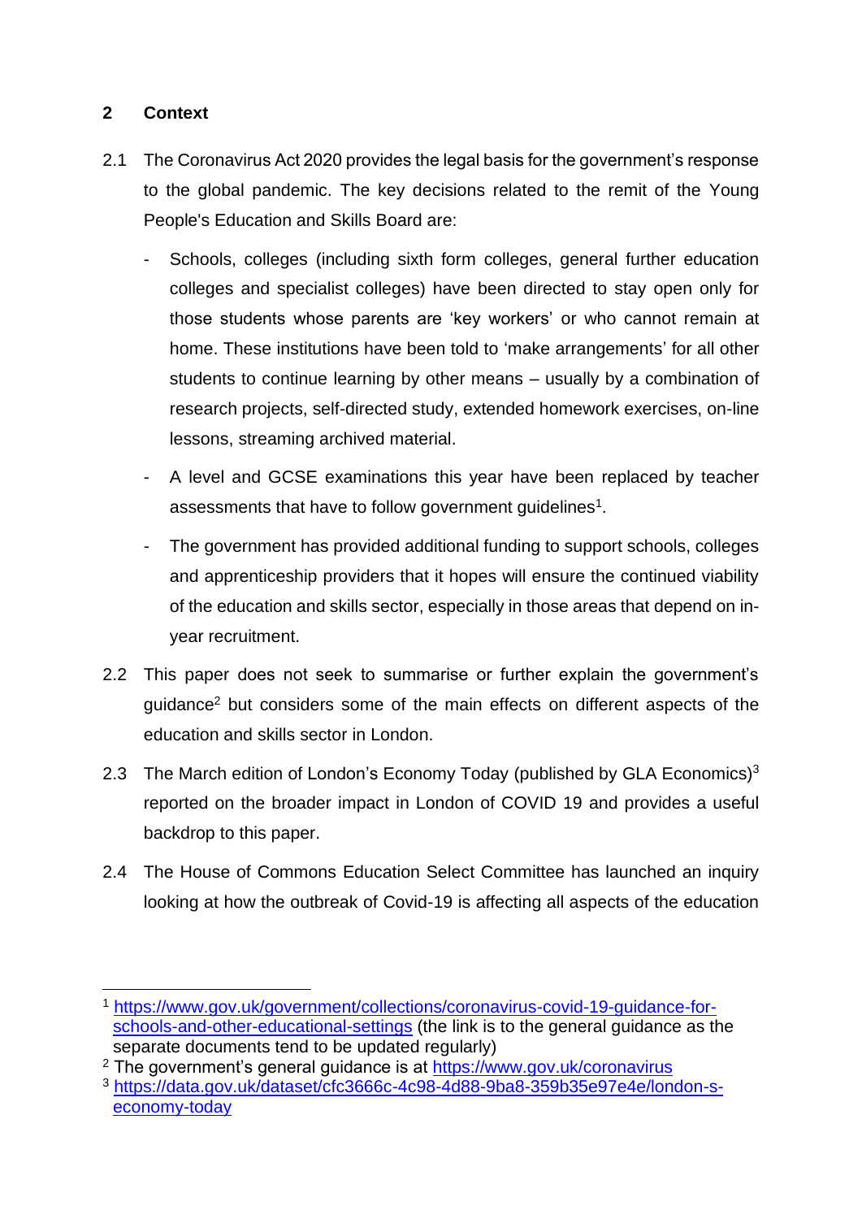## 2 Context

2.1 The Coronavirus Act 2020 provides the legal basis for the government's response to the global pandemic. The key decisions related to the remit of the Young People's Education and Skills Board are:

- Schools, colleges (including sixth form colleges, general further education colleges and specialist colleges) have been directed to stay open only for those students whose parents are 'key workers' or who cannot remain at home. These institutions have been told to 'make arrangements' for all other students to continue learning by other means – usually by a combination of research projects, self-directed study, extended homework exercises, on-line lessons, streaming archived material.
- A level and GCSE examinations this year have been replaced by teacher assessments that have to follow government guidelines[1].
- The government has provided additional funding to support schools, colleges and apprenticeship providers that it hopes will ensure the continued viability of the education and skills sector, especially in those areas that depend on in-year recruitment.

2.2 This paper does not seek to summarise or further explain the government's guidance[2] but considers some of the main effects on different aspects of the education and skills sector in London.

2.3 The March edition of London's Economy Today (published by GLA Economics)[3] reported on the broader impact in London of COVID 19 and provides a useful backdrop to this paper.

2.4 The House of Commons Education Select Committee has launched an inquiry looking at how the outbreak of Covid-19 is affecting all aspects of the education

---

[1] https://www.gov.uk/government/collections/coronavirus-covid-19-guidance-for-schools-and-other-educational-settings (the link is to the general guidance as the separate documents tend to be updated regularly)

[2] The government's general guidance is at https://www.gov.uk/coronavirus

[3] https://data.gov.uk/dataset/cfc3666c-4c98-4d88-9ba8-359b35e97e4e/london-s-economy-today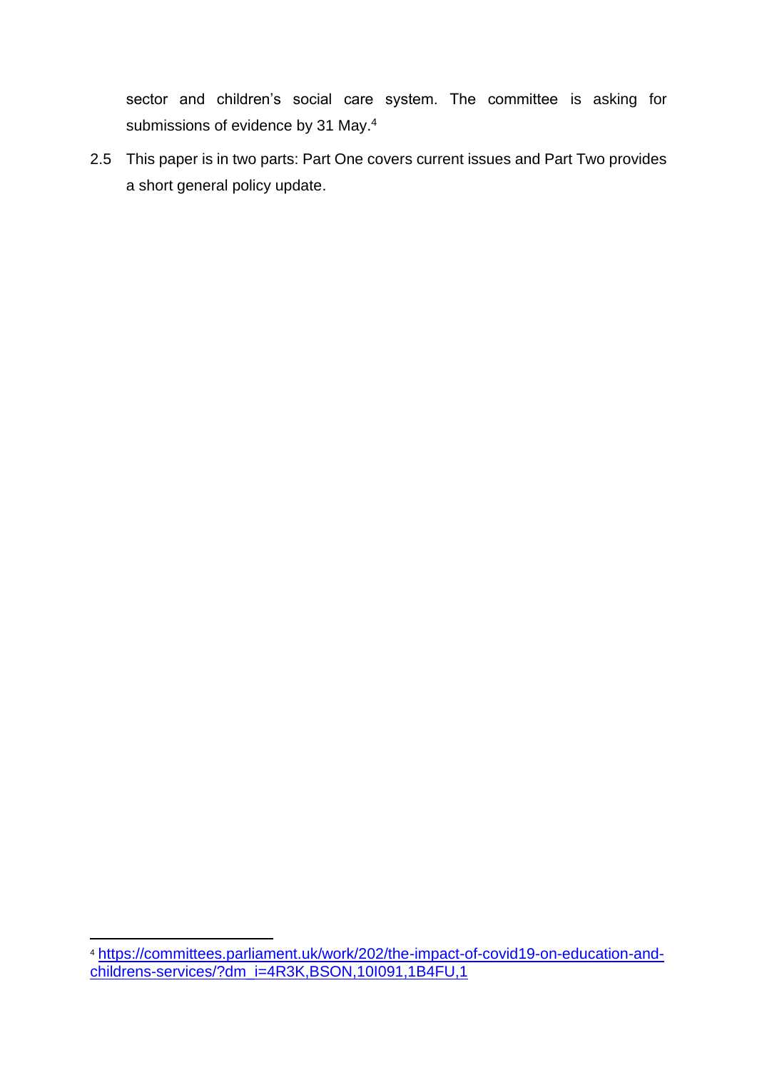sector and children's social care system. The committee is asking for submissions of evidence by 31 May.[4]

2.5 This paper is in two parts: Part One covers current issues and Part Two provides a short general policy update.

[4] https://committees.parliament.uk/work/202/the-impact-of-covid19-on-education-and-childrens-services/?dm_i=4R3K,BSON,10I091,1B4FU,1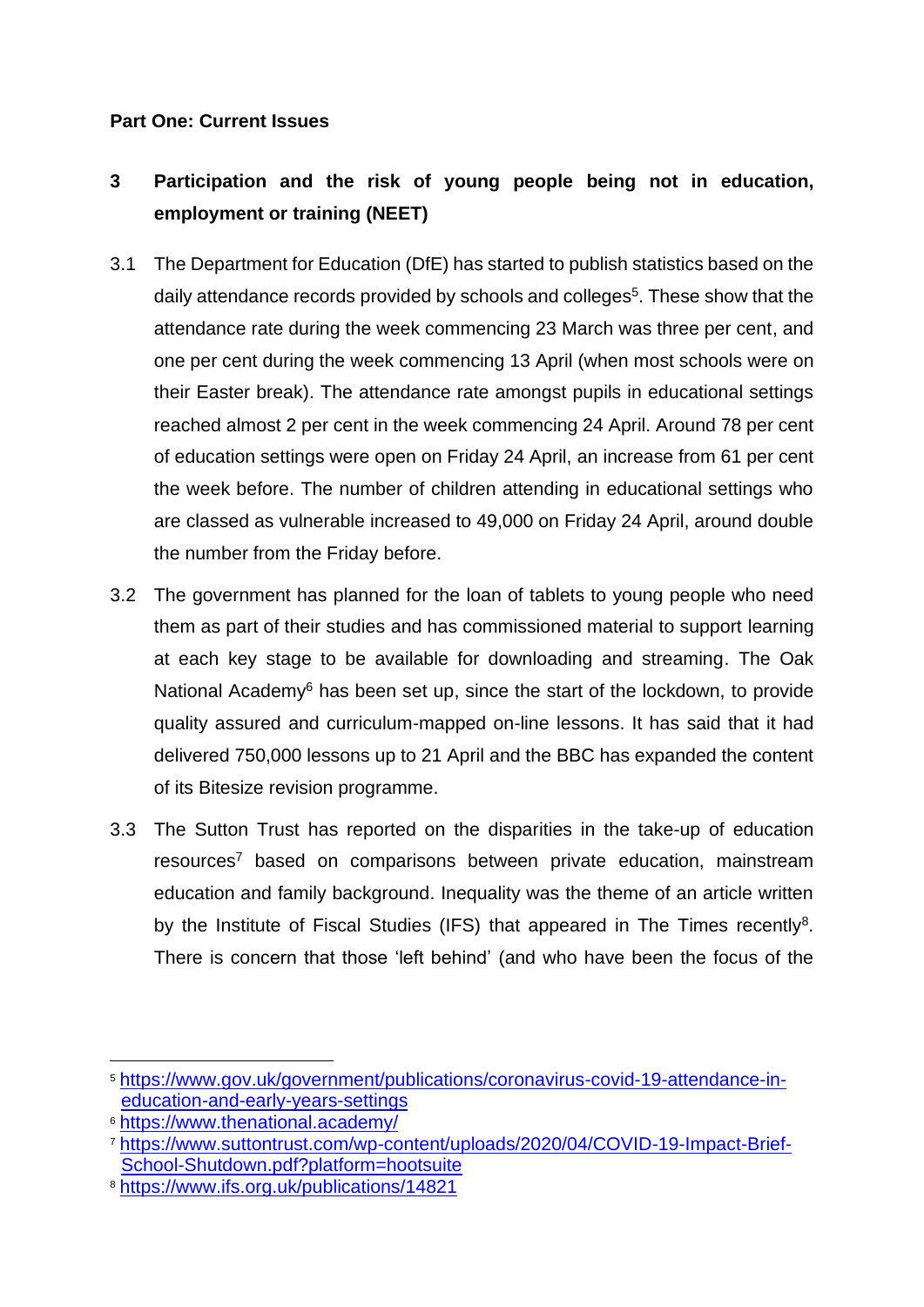**Part One: Current Issues**

## 3 Participation and the risk of young people being not in education, employment or training (NEET)

3.1 The Department for Education (DfE) has started to publish statistics based on the daily attendance records provided by schools and colleges[5]. These show that the attendance rate during the week commencing 23 March was three per cent, and one per cent during the week commencing 13 April (when most schools were on their Easter break). The attendance rate amongst pupils in educational settings reached almost 2 per cent in the week commencing 24 April. Around 78 per cent of education settings were open on Friday 24 April, an increase from 61 per cent the week before. The number of children attending in educational settings who are classed as vulnerable increased to 49,000 on Friday 24 April, around double the number from the Friday before.

3.2 The government has planned for the loan of tablets to young people who need them as part of their studies and has commissioned material to support learning at each key stage to be available for downloading and streaming. The Oak National Academy[6] has been set up, since the start of the lockdown, to provide quality assured and curriculum-mapped on-line lessons. It has said that it had delivered 750,000 lessons up to 21 April and the BBC has expanded the content of its Bitesize revision programme.

3.3 The Sutton Trust has reported on the disparities in the take-up of education resources[7] based on comparisons between private education, mainstream education and family background. Inequality was the theme of an article written by the Institute of Fiscal Studies (IFS) that appeared in The Times recently[8]. There is concern that those 'left behind' (and who have been the focus of the

---

[5] https://www.gov.uk/government/publications/coronavirus-covid-19-attendance-in-education-and-early-years-settings

[6] https://www.thenational.academy/

[7] https://www.suttontrust.com/wp-content/uploads/2020/04/COVID-19-Impact-Brief-School-Shutdown.pdf?platform=hootsuite

[8] https://www.ifs.org.uk/publications/14821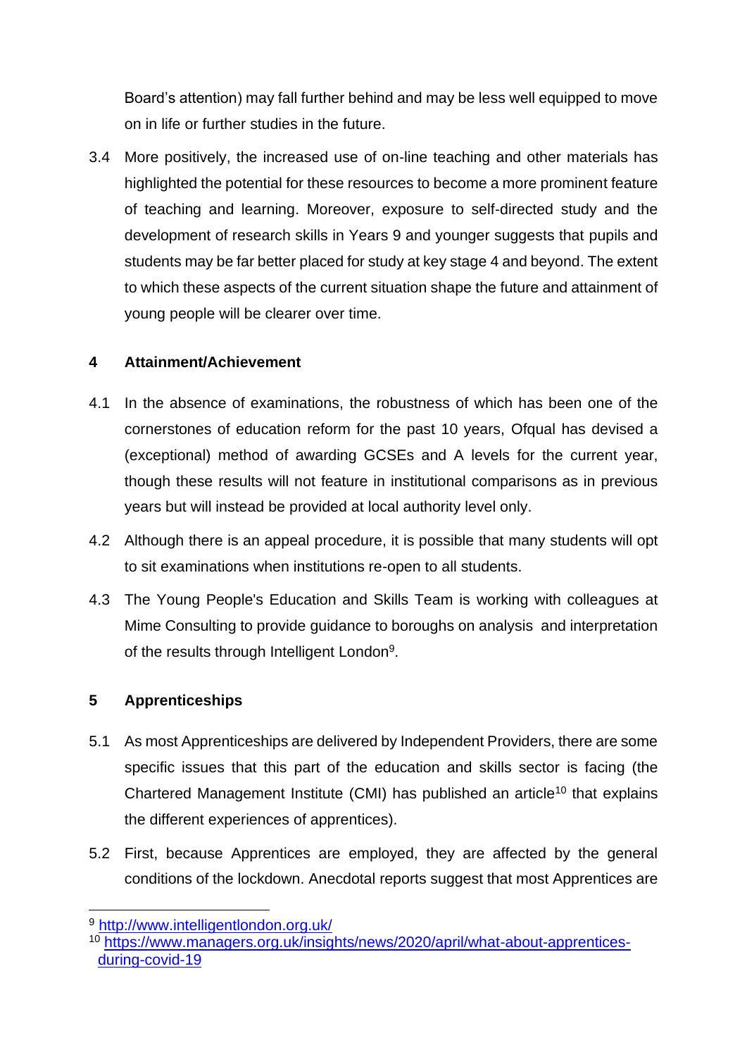Board's attention) may fall further behind and may be less well equipped to move on in life or further studies in the future.

3.4 More positively, the increased use of on-line teaching and other materials has highlighted the potential for these resources to become a more prominent feature of teaching and learning. Moreover, exposure to self-directed study and the development of research skills in Years 9 and younger suggests that pupils and students may be far better placed for study at key stage 4 and beyond. The extent to which these aspects of the current situation shape the future and attainment of young people will be clearer over time.

## 4 Attainment/Achievement

4.1 In the absence of examinations, the robustness of which has been one of the cornerstones of education reform for the past 10 years, Ofqual has devised a (exceptional) method of awarding GCSEs and A levels for the current year, though these results will not feature in institutional comparisons as in previous years but will instead be provided at local authority level only.

4.2 Although there is an appeal procedure, it is possible that many students will opt to sit examinations when institutions re-open to all students.

4.3 The Young People's Education and Skills Team is working with colleagues at Mime Consulting to provide guidance to boroughs on analysis and interpretation of the results through Intelligent London[9].

## 5 Apprenticeships

5.1 As most Apprenticeships are delivered by Independent Providers, there are some specific issues that this part of the education and skills sector is facing (the Chartered Management Institute (CMI) has published an article[10] that explains the different experiences of apprentices).

5.2 First, because Apprentices are employed, they are affected by the general conditions of the lockdown. Anecdotal reports suggest that most Apprentices are

---

[9] http://www.intelligentlondon.org.uk/

[10] https://www.managers.org.uk/insights/news/2020/april/what-about-apprentices-during-covid-19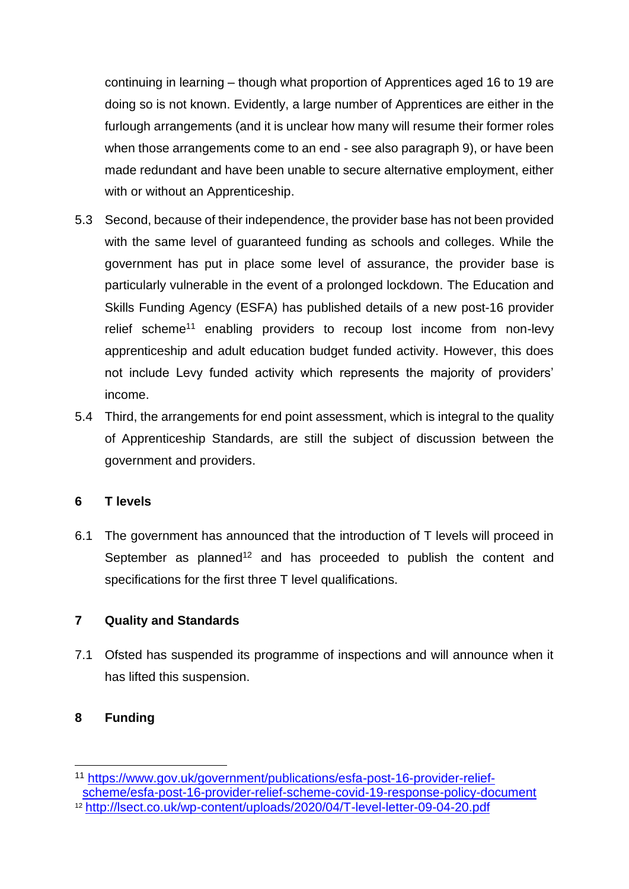continuing in learning – though what proportion of Apprentices aged 16 to 19 are doing so is not known. Evidently, a large number of Apprentices are either in the furlough arrangements (and it is unclear how many will resume their former roles when those arrangements come to an end - see also paragraph 9), or have been made redundant and have been unable to secure alternative employment, either with or without an Apprenticeship.

5.3 Second, because of their independence, the provider base has not been provided with the same level of guaranteed funding as schools and colleges. While the government has put in place some level of assurance, the provider base is particularly vulnerable in the event of a prolonged lockdown. The Education and Skills Funding Agency (ESFA) has published details of a new post-16 provider relief scheme[11] enabling providers to recoup lost income from non-levy apprenticeship and adult education budget funded activity. However, this does not include Levy funded activity which represents the majority of providers' income.

5.4 Third, the arrangements for end point assessment, which is integral to the quality of Apprenticeship Standards, are still the subject of discussion between the government and providers.

## 6 T levels

6.1 The government has announced that the introduction of T levels will proceed in September as planned[12] and has proceeded to publish the content and specifications for the first three T level qualifications.

## 7 Quality and Standards

7.1 Ofsted has suspended its programme of inspections and will announce when it has lifted this suspension.

## 8 Funding

[11] https://www.gov.uk/government/publications/esfa-post-16-provider-relief-scheme/esfa-post-16-provider-relief-scheme-covid-19-response-policy-document

[12] http://lsect.co.uk/wp-content/uploads/2020/04/T-level-letter-09-04-20.pdf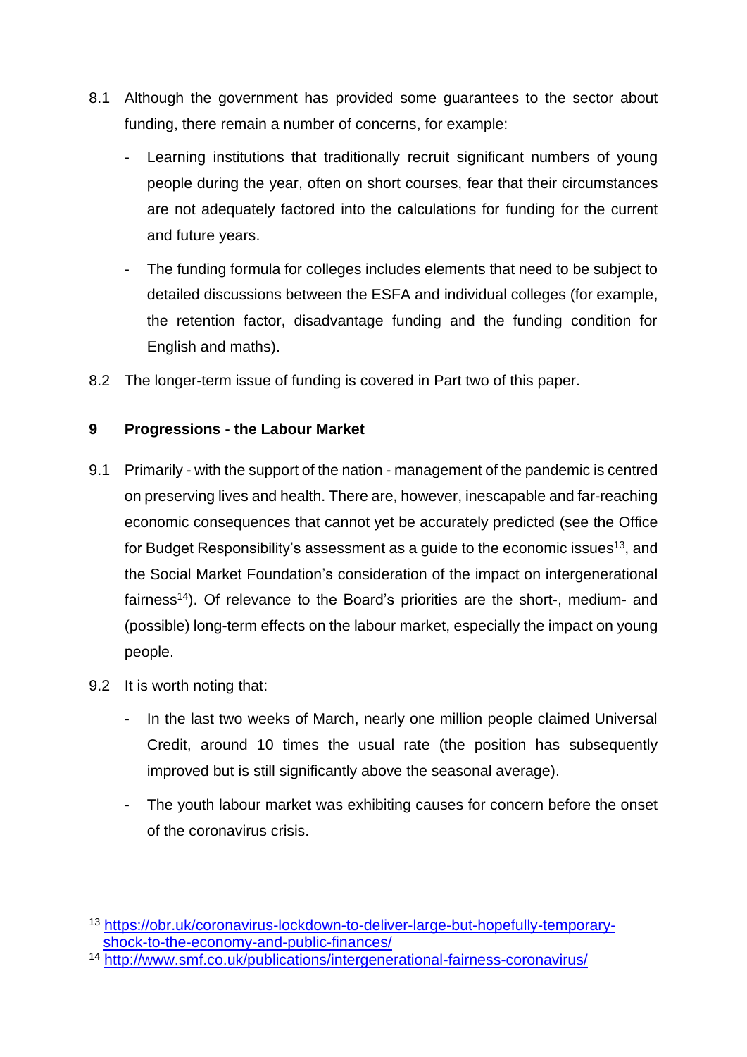8.1 Although the government has provided some guarantees to the sector about funding, there remain a number of concerns, for example:

- Learning institutions that traditionally recruit significant numbers of young people during the year, often on short courses, fear that their circumstances are not adequately factored into the calculations for funding for the current and future years.
- The funding formula for colleges includes elements that need to be subject to detailed discussions between the ESFA and individual colleges (for example, the retention factor, disadvantage funding and the funding condition for English and maths).

8.2 The longer-term issue of funding is covered in Part two of this paper.

## 9 Progressions - the Labour Market

9.1 Primarily - with the support of the nation - management of the pandemic is centred on preserving lives and health. There are, however, inescapable and far-reaching economic consequences that cannot yet be accurately predicted (see the Office for Budget Responsibility's assessment as a guide to the economic issues[13], and the Social Market Foundation's consideration of the impact on intergenerational fairness[14]). Of relevance to the Board's priorities are the short-, medium- and (possible) long-term effects on the labour market, especially the impact on young people.

9.2 It is worth noting that:

- In the last two weeks of March, nearly one million people claimed Universal Credit, around 10 times the usual rate (the position has subsequently improved but is still significantly above the seasonal average).
- The youth labour market was exhibiting causes for concern before the onset of the coronavirus crisis.

---

[13] https://obr.uk/coronavirus-lockdown-to-deliver-large-but-hopefully-temporary-shock-to-the-economy-and-public-finances/

[14] http://www.smf.co.uk/publications/intergenerational-fairness-coronavirus/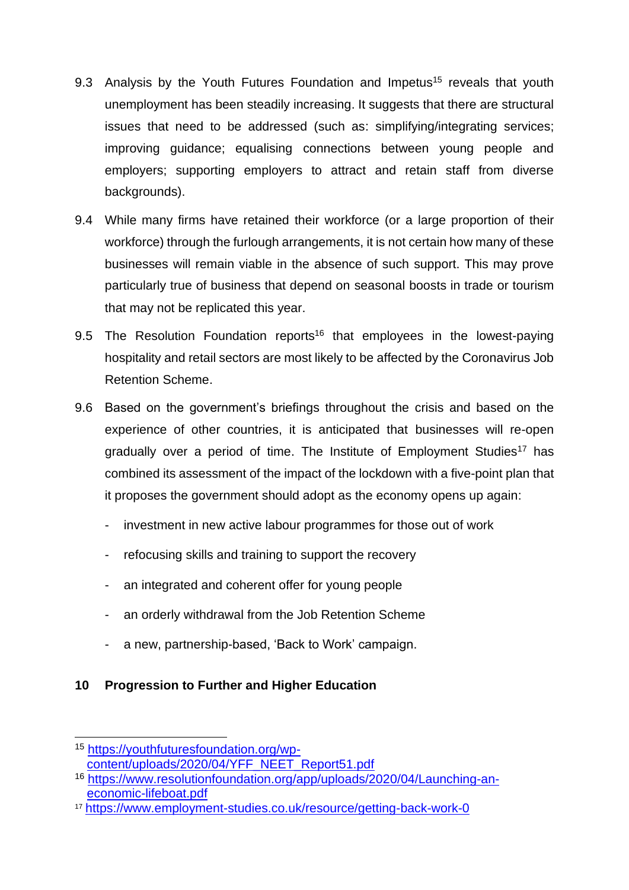9.3 Analysis by the Youth Futures Foundation and Impetus[15] reveals that youth unemployment has been steadily increasing. It suggests that there are structural issues that need to be addressed (such as: simplifying/integrating services; improving guidance; equalising connections between young people and employers; supporting employers to attract and retain staff from diverse backgrounds).

9.4 While many firms have retained their workforce (or a large proportion of their workforce) through the furlough arrangements, it is not certain how many of these businesses will remain viable in the absence of such support. This may prove particularly true of business that depend on seasonal boosts in trade or tourism that may not be replicated this year.

9.5 The Resolution Foundation reports[16] that employees in the lowest-paying hospitality and retail sectors are most likely to be affected by the Coronavirus Job Retention Scheme.

9.6 Based on the government's briefings throughout the crisis and based on the experience of other countries, it is anticipated that businesses will re-open gradually over a period of time. The Institute of Employment Studies[17] has combined its assessment of the impact of the lockdown with a five-point plan that it proposes the government should adopt as the economy opens up again:

- investment in new active labour programmes for those out of work
- refocusing skills and training to support the recovery
- an integrated and coherent offer for young people
- an orderly withdrawal from the Job Retention Scheme
- a new, partnership-based, 'Back to Work' campaign.

## 10 Progression to Further and Higher Education

---

[15] https://youthfuturesfoundation.org/wp-content/uploads/2020/04/YFF_NEET_Report51.pdf

[16] https://www.resolutionfoundation.org/app/uploads/2020/04/Launching-an-economic-lifeboat.pdf

[17] https://www.employment-studies.co.uk/resource/getting-back-work-0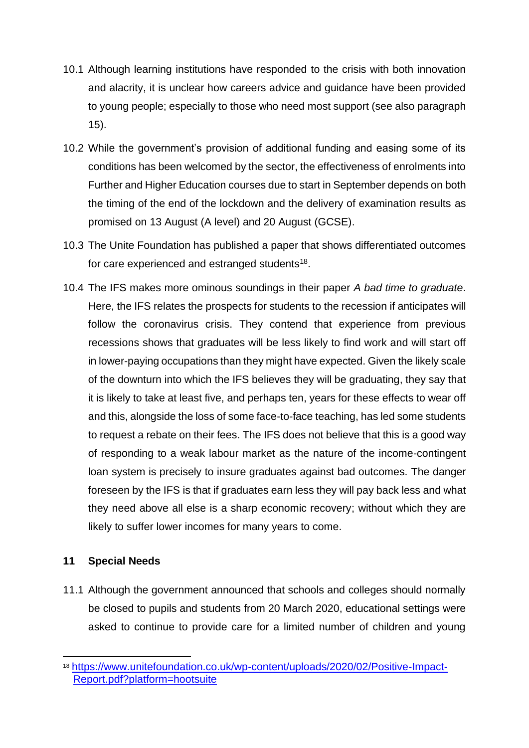10.1 Although learning institutions have responded to the crisis with both innovation and alacrity, it is unclear how careers advice and guidance have been provided to young people; especially to those who need most support (see also paragraph 15).

10.2 While the government's provision of additional funding and easing some of its conditions has been welcomed by the sector, the effectiveness of enrolments into Further and Higher Education courses due to start in September depends on both the timing of the end of the lockdown and the delivery of examination results as promised on 13 August (A level) and 20 August (GCSE).

10.3 The Unite Foundation has published a paper that shows differentiated outcomes for care experienced and estranged students[18].

10.4 The IFS makes more ominous soundings in their paper *A bad time to graduate*. Here, the IFS relates the prospects for students to the recession if anticipates will follow the coronavirus crisis. They contend that experience from previous recessions shows that graduates will be less likely to find work and will start off in lower-paying occupations than they might have expected. Given the likely scale of the downturn into which the IFS believes they will be graduating, they say that it is likely to take at least five, and perhaps ten, years for these effects to wear off and this, alongside the loss of some face-to-face teaching, has led some students to request a rebate on their fees. The IFS does not believe that this is a good way of responding to a weak labour market as the nature of the income-contingent loan system is precisely to insure graduates against bad outcomes. The danger foreseen by the IFS is that if graduates earn less they will pay back less and what they need above all else is a sharp economic recovery; without which they are likely to suffer lower incomes for many years to come.

## 11 Special Needs

11.1 Although the government announced that schools and colleges should normally be closed to pupils and students from 20 March 2020, educational settings were asked to continue to provide care for a limited number of children and young

[18] https://www.unitefoundation.co.uk/wp-content/uploads/2020/02/Positive-Impact-Report.pdf?platform=hootsuite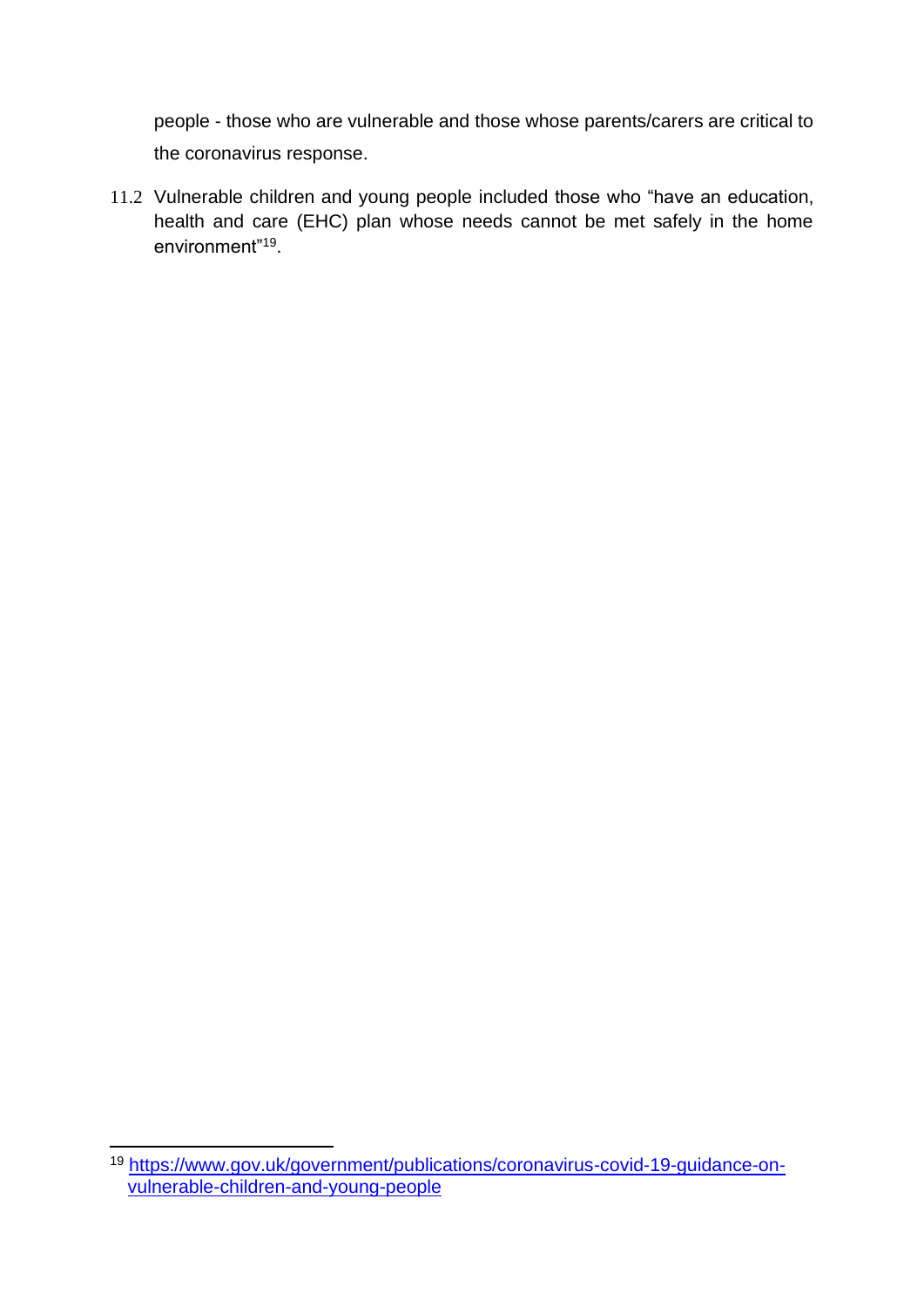people - those who are vulnerable and those whose parents/carers are critical to the coronavirus response.

11.2 Vulnerable children and young people included those who "have an education, health and care (EHC) plan whose needs cannot be met safely in the home environment"[19].

---

[19] https://www.gov.uk/government/publications/coronavirus-covid-19-guidance-on-vulnerable-children-and-young-people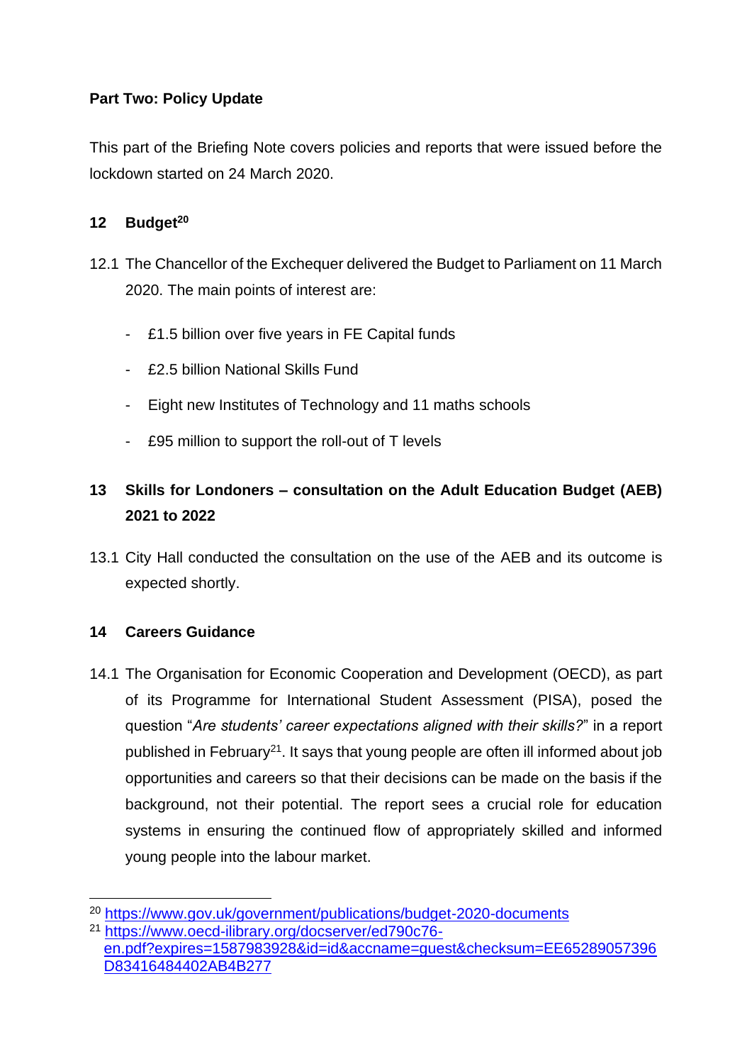**Part Two: Policy Update**

This part of the Briefing Note covers policies and reports that were issued before the lockdown started on 24 March 2020.

## 12 Budget[20]

12.1 The Chancellor of the Exchequer delivered the Budget to Parliament on 11 March 2020. The main points of interest are:

- £1.5 billion over five years in FE Capital funds
- £2.5 billion National Skills Fund
- Eight new Institutes of Technology and 11 maths schools
- £95 million to support the roll-out of T levels

## 13 Skills for Londoners – consultation on the Adult Education Budget (AEB) 2021 to 2022

13.1 City Hall conducted the consultation on the use of the AEB and its outcome is expected shortly.

## 14 Careers Guidance

14.1 The Organisation for Economic Cooperation and Development (OECD), as part of its Programme for International Student Assessment (PISA), posed the question "*Are students' career expectations aligned with their skills?*" in a report published in February[21]. It says that young people are often ill informed about job opportunities and careers so that their decisions can be made on the basis if the background, not their potential. The report sees a crucial role for education systems in ensuring the continued flow of appropriately skilled and informed young people into the labour market.

---

[20] https://www.gov.uk/government/publications/budget-2020-documents

[21] https://www.oecd-ilibrary.org/docserver/ed790c76-en.pdf?expires=1587983928&id=id&accname=guest&checksum=EE65289057396D83416484402AB4B277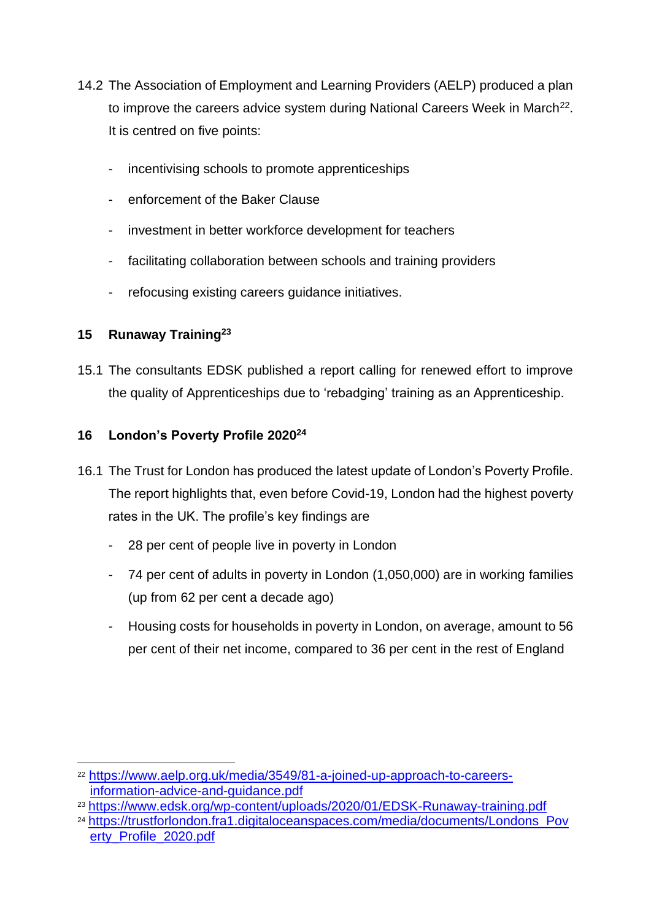14.2 The Association of Employment and Learning Providers (AELP) produced a plan to improve the careers advice system during National Careers Week in March[22]. It is centred on five points:

- incentivising schools to promote apprenticeships
- enforcement of the Baker Clause
- investment in better workforce development for teachers
- facilitating collaboration between schools and training providers
- refocusing existing careers guidance initiatives.

## 15 Runaway Training[23]

15.1 The consultants EDSK published a report calling for renewed effort to improve the quality of Apprenticeships due to 'rebadging' training as an Apprenticeship.

## 16 London's Poverty Profile 2020[24]

16.1 The Trust for London has produced the latest update of London's Poverty Profile. The report highlights that, even before Covid-19, London had the highest poverty rates in the UK. The profile's key findings are

- 28 per cent of people live in poverty in London
- 74 per cent of adults in poverty in London (1,050,000) are in working families (up from 62 per cent a decade ago)
- Housing costs for households in poverty in London, on average, amount to 56 per cent of their net income, compared to 36 per cent in the rest of England

---

[22] https://www.aelp.org.uk/media/3549/81-a-joined-up-approach-to-careers-information-advice-and-guidance.pdf

[23] https://www.edsk.org/wp-content/uploads/2020/01/EDSK-Runaway-training.pdf

[24] https://trustforlondon.fra1.digitaloceanspaces.com/media/documents/Londons_Poverty_Profile_2020.pdf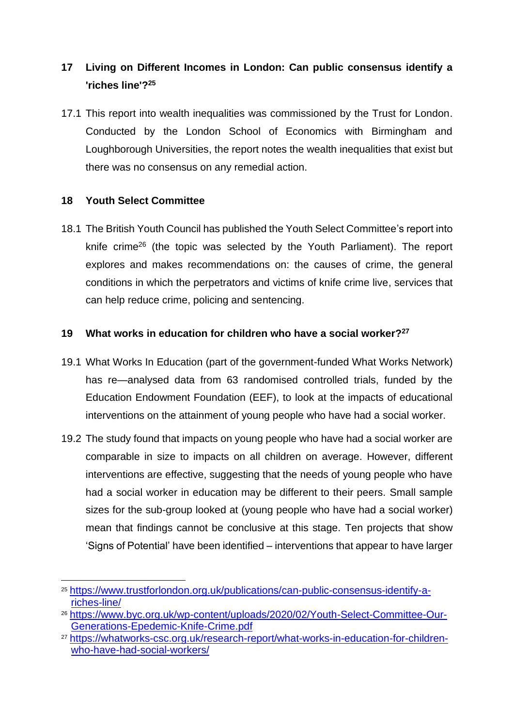## 17 Living on Different Incomes in London: Can public consensus identify a 'riches line'?[25]

17.1 This report into wealth inequalities was commissioned by the Trust for London. Conducted by the London School of Economics with Birmingham and Loughborough Universities, the report notes the wealth inequalities that exist but there was no consensus on any remedial action.

## 18 Youth Select Committee

18.1 The British Youth Council has published the Youth Select Committee's report into knife crime[26] (the topic was selected by the Youth Parliament). The report explores and makes recommendations on: the causes of crime, the general conditions in which the perpetrators and victims of knife crime live, services that can help reduce crime, policing and sentencing.

## 19 What works in education for children who have a social worker?[27]

19.1 What Works In Education (part of the government-funded What Works Network) has re—analysed data from 63 randomised controlled trials, funded by the Education Endowment Foundation (EEF), to look at the impacts of educational interventions on the attainment of young people who have had a social worker.

19.2 The study found that impacts on young people who have had a social worker are comparable in size to impacts on all children on average. However, different interventions are effective, suggesting that the needs of young people who have had a social worker in education may be different to their peers. Small sample sizes for the sub-group looked at (young people who have had a social worker) mean that findings cannot be conclusive at this stage. Ten projects that show 'Signs of Potential' have been identified – interventions that appear to have larger

---

[25] https://www.trustforlondon.org.uk/publications/can-public-consensus-identify-a-riches-line/

[26] https://www.byc.org.uk/wp-content/uploads/2020/02/Youth-Select-Committee-Our-Generations-Epedemic-Knife-Crime.pdf

[27] https://whatworks-csc.org.uk/research-report/what-works-in-education-for-children-who-have-had-social-workers/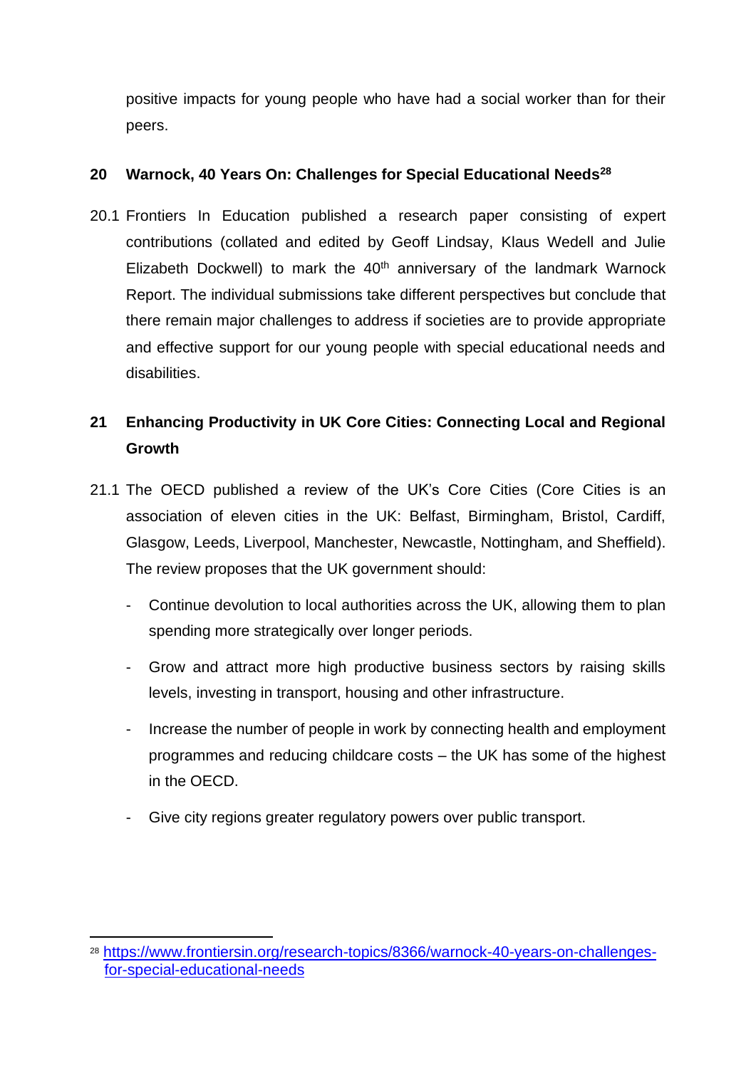positive impacts for young people who have had a social worker than for their peers.

## 20 Warnock, 40 Years On: Challenges for Special Educational Needs[28]

20.1 Frontiers In Education published a research paper consisting of expert contributions (collated and edited by Geoff Lindsay, Klaus Wedell and Julie Elizabeth Dockwell) to mark the 40th anniversary of the landmark Warnock Report. The individual submissions take different perspectives but conclude that there remain major challenges to address if societies are to provide appropriate and effective support for our young people with special educational needs and disabilities.

## 21 Enhancing Productivity in UK Core Cities: Connecting Local and Regional Growth

21.1 The OECD published a review of the UK's Core Cities (Core Cities is an association of eleven cities in the UK: Belfast, Birmingham, Bristol, Cardiff, Glasgow, Leeds, Liverpool, Manchester, Newcastle, Nottingham, and Sheffield). The review proposes that the UK government should:

- Continue devolution to local authorities across the UK, allowing them to plan spending more strategically over longer periods.
- Grow and attract more high productive business sectors by raising skills levels, investing in transport, housing and other infrastructure.
- Increase the number of people in work by connecting health and employment programmes and reducing childcare costs – the UK has some of the highest in the OECD.
- Give city regions greater regulatory powers over public transport.

---

[28] https://www.frontiersin.org/research-topics/8366/warnock-40-years-on-challenges-for-special-educational-needs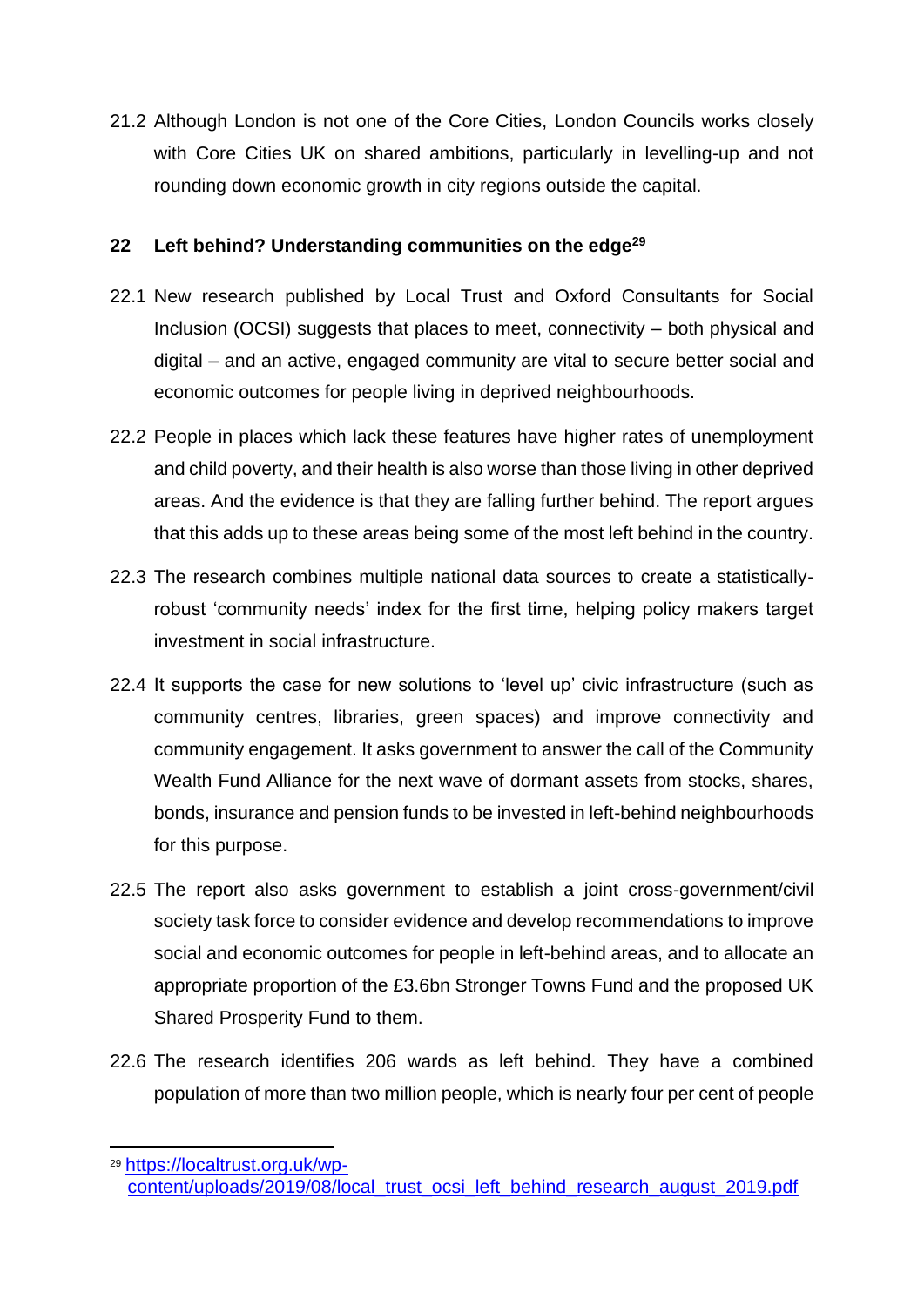21.2 Although London is not one of the Core Cities, London Councils works closely with Core Cities UK on shared ambitions, particularly in levelling-up and not rounding down economic growth in city regions outside the capital.

## 22 Left behind? Understanding communities on the edge[29]

22.1 New research published by Local Trust and Oxford Consultants for Social Inclusion (OCSI) suggests that places to meet, connectivity – both physical and digital – and an active, engaged community are vital to secure better social and economic outcomes for people living in deprived neighbourhoods.

22.2 People in places which lack these features have higher rates of unemployment and child poverty, and their health is also worse than those living in other deprived areas. And the evidence is that they are falling further behind. The report argues that this adds up to these areas being some of the most left behind in the country.

22.3 The research combines multiple national data sources to create a statistically-robust 'community needs' index for the first time, helping policy makers target investment in social infrastructure.

22.4 It supports the case for new solutions to 'level up' civic infrastructure (such as community centres, libraries, green spaces) and improve connectivity and community engagement. It asks government to answer the call of the Community Wealth Fund Alliance for the next wave of dormant assets from stocks, shares, bonds, insurance and pension funds to be invested in left-behind neighbourhoods for this purpose.

22.5 The report also asks government to establish a joint cross-government/civil society task force to consider evidence and develop recommendations to improve social and economic outcomes for people in left-behind areas, and to allocate an appropriate proportion of the £3.6bn Stronger Towns Fund and the proposed UK Shared Prosperity Fund to them.

22.6 The research identifies 206 wards as left behind. They have a combined population of more than two million people, which is nearly four per cent of people

---

[29] https://localtrust.org.uk/wp-content/uploads/2019/08/local_trust_ocsi_left_behind_research_august_2019.pdf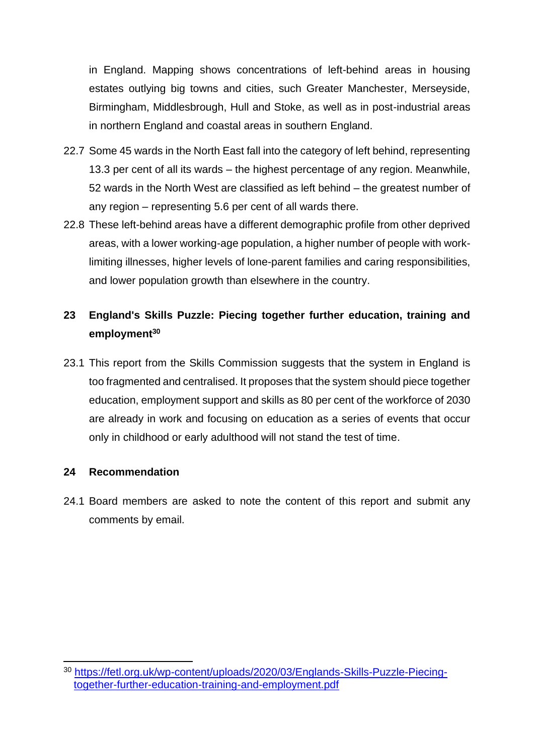in England. Mapping shows concentrations of left-behind areas in housing estates outlying big towns and cities, such Greater Manchester, Merseyside, Birmingham, Middlesbrough, Hull and Stoke, as well as in post-industrial areas in northern England and coastal areas in southern England.

22.7 Some 45 wards in the North East fall into the category of left behind, representing 13.3 per cent of all its wards – the highest percentage of any region. Meanwhile, 52 wards in the North West are classified as left behind – the greatest number of any region – representing 5.6 per cent of all wards there.

22.8 These left-behind areas have a different demographic profile from other deprived areas, with a lower working-age population, a higher number of people with work-limiting illnesses, higher levels of lone-parent families and caring responsibilities, and lower population growth than elsewhere in the country.

## 23 England's Skills Puzzle: Piecing together further education, training and employment[30]

23.1 This report from the Skills Commission suggests that the system in England is too fragmented and centralised. It proposes that the system should piece together education, employment support and skills as 80 per cent of the workforce of 2030 are already in work and focusing on education as a series of events that occur only in childhood or early adulthood will not stand the test of time.

## 24 Recommendation

24.1 Board members are asked to note the content of this report and submit any comments by email.

---

[30] https://fetl.org.uk/wp-content/uploads/2020/03/Englands-Skills-Puzzle-Piecing-together-further-education-training-and-employment.pdf